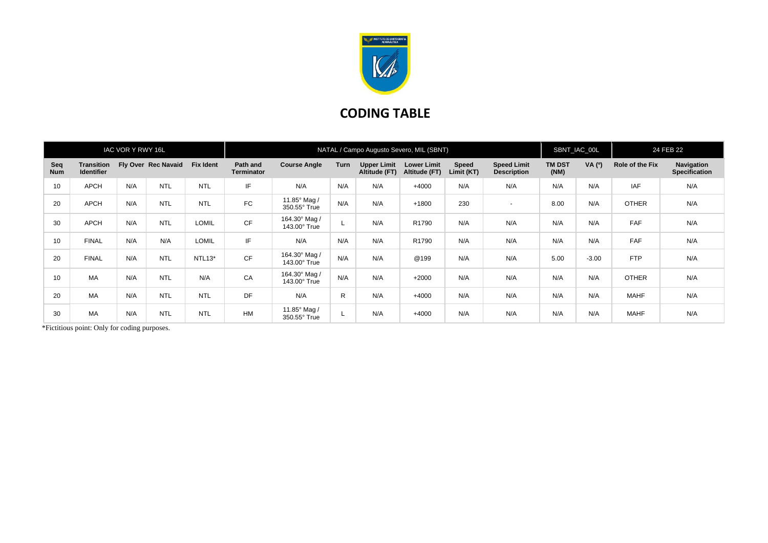# CODING TABLE

| IAC VOR Y RWY 16L | | | | | NATAL / Campo Augusto Severo, MIL (SBNT) | | | | | | | SBNT_IAC_00L | | 24 FEB 22 | |
|---|---|---|---|---|---|---|---|---|---|---|---|---|---|---|---|
| **Seq Num** | **Transition Identifier** | **Fly Over** | **Rec Navaid** | **Fix Ident** | **Path and Terminator** | **Course Angle** | **Turn** | **Upper Limit Altitude (FT)** | **Lower Limit Altitude (FT)** | **Speed Limit (KT)** | **Speed Limit Description** | **TM DST (NM)** | **VA (º)** | **Role of the Fix** | **Navigation Specification** |
| 10 | APCH | N/A | NTL | NTL | IF | N/A | N/A | N/A | +4000 | N/A | N/A | N/A | N/A | IAF | N/A |
| 20 | APCH | N/A | NTL | NTL | FC | 11.85° Mag / 350.55° True | N/A | N/A | +1800 | 230 | - | 8.00 | N/A | OTHER | N/A |
| 30 | APCH | N/A | NTL | LOMIL | CF | 164.30° Mag / 143.00° True | L | N/A | R1790 | N/A | N/A | N/A | N/A | FAF | N/A |
| 10 | FINAL | N/A | N/A | LOMIL | IF | N/A | N/A | N/A | R1790 | N/A | N/A | N/A | N/A | FAF | N/A |
| 20 | FINAL | N/A | NTL | NTL13* | CF | 164.30° Mag / 143.00° True | N/A | N/A | @199 | N/A | N/A | 5.00 | -3.00 | FTP | N/A |
| 10 | MA | N/A | NTL | N/A | CA | 164.30° Mag / 143.00° True | N/A | N/A | +2000 | N/A | N/A | N/A | N/A | OTHER | N/A |
| 20 | MA | N/A | NTL | NTL | DF | N/A | R | N/A | +4000 | N/A | N/A | N/A | N/A | MAHF | N/A |
| 30 | MA | N/A | NTL | NTL | HM | 11.85° Mag / 350.55° True | L | N/A | +4000 | N/A | N/A | N/A | N/A | MAHF | N/A |

*Fictitious point: Only for coding purposes.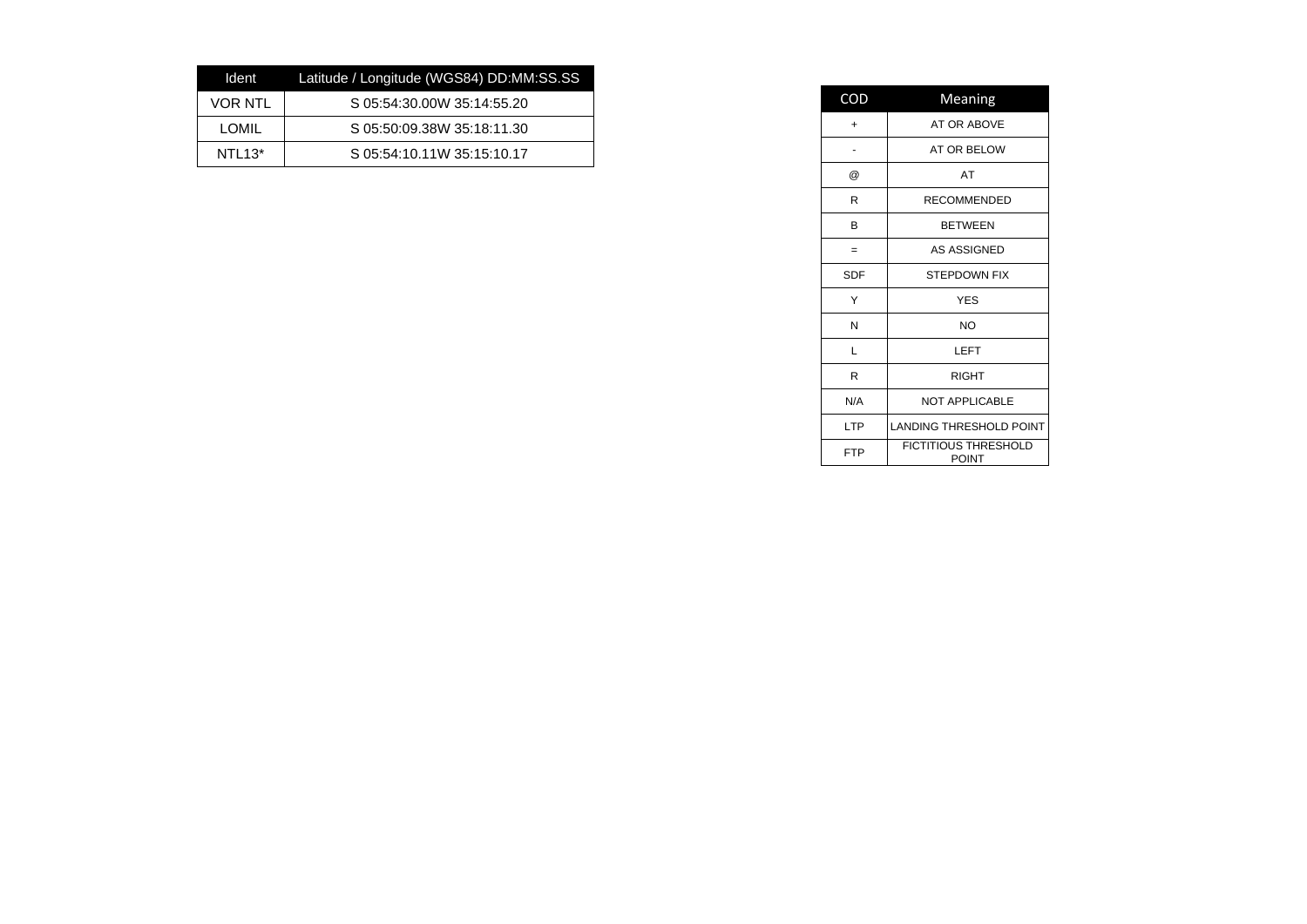| Ident | Latitude / Longitude (WGS84) DD:MM:SS.SS |
|---|---|
| VOR NTL | S 05:54:30.00W 35:14:55.20 |
| LOMIL | S 05:50:09.38W 35:18:11.30 |
| NTL13* | S 05:54:10.11W 35:15:10.17 |

| COD | Meaning |
|---|---|
| + | AT OR ABOVE |
| - | AT OR BELOW |
| @ | AT |
| R | RECOMMENDED |
| B | BETWEEN |
| = | AS ASSIGNED |
| SDF | STEPDOWN FIX |
| Y | YES |
| N | NO |
| L | LEFT |
| R | RIGHT |
| N/A | NOT APPLICABLE |
| LTP | LANDING THRESHOLD POINT |
| FTP | FICTITIOUS THRESHOLD POINT |